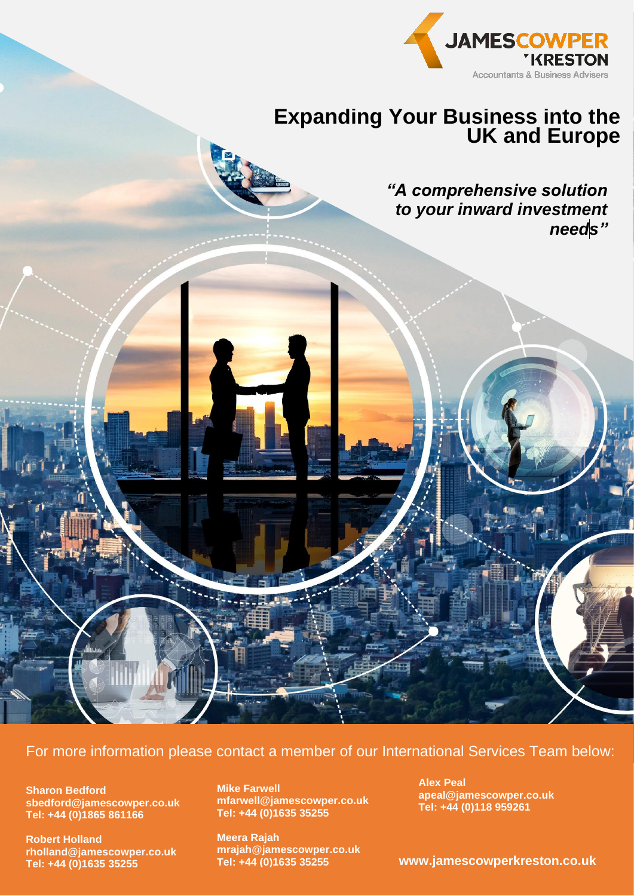JAMESCOWPER KRESTON

Accountants & Business Advisers

# Expanding Your Business into the UK and Europe

***"A comprehensive solution to your inward investment needs"***

For more information please contact a member of our International Services Team below:

**Sharon Bedford**
**sbedford@jamescowper.co.uk**
**Tel: +44 (0)1865 861166**

**Robert Holland**
**rholland@jamescowper.co.uk**
**Tel: +44 (0)1635 35255**

**Mike Farwell**
**mfarwell@jamescowper.co.uk**
**Tel: +44 (0)1635 35255**

**Meera Rajah**
**mrajah@jamescowper.co.uk**
**Tel: +44 (0)1635 35255**

**Alex Peal**
**apeal@jamescowper.co.uk**
**Tel: +44 (0)118 959261**

**www.jamescowperkreston.co.uk**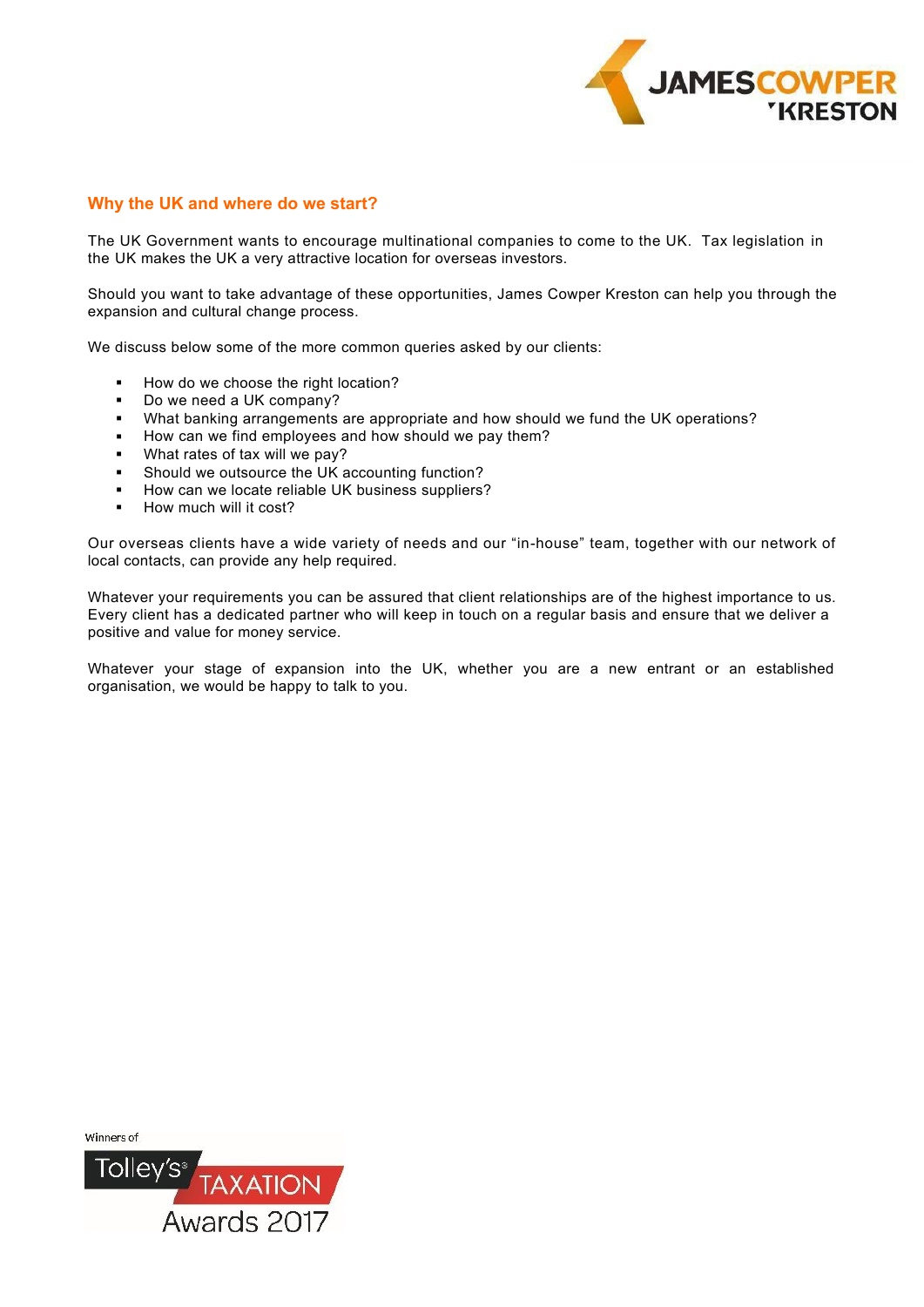## Why the UK and where do we start?

The UK Government wants to encourage multinational companies to come to the UK. Tax legislation in the UK makes the UK a very attractive location for overseas investors.

Should you want to take advantage of these opportunities, James Cowper Kreston can help you through the expansion and cultural change process.

We discuss below some of the more common queries asked by our clients:

- How do we choose the right location?
- Do we need a UK company?
- What banking arrangements are appropriate and how should we fund the UK operations?
- How can we find employees and how should we pay them?
- What rates of tax will we pay?
- Should we outsource the UK accounting function?
- How can we locate reliable UK business suppliers?
- How much will it cost?

Our overseas clients have a wide variety of needs and our "in-house" team, together with our network of local contacts, can provide any help required.

Whatever your requirements you can be assured that client relationships are of the highest importance to us. Every client has a dedicated partner who will keep in touch on a regular basis and ensure that we deliver a positive and value for money service.

Whatever your stage of expansion into the UK, whether you are a new entrant or an established organisation, we would be happy to talk to you.

Winners of Tolley's® TAXATION Awards 2017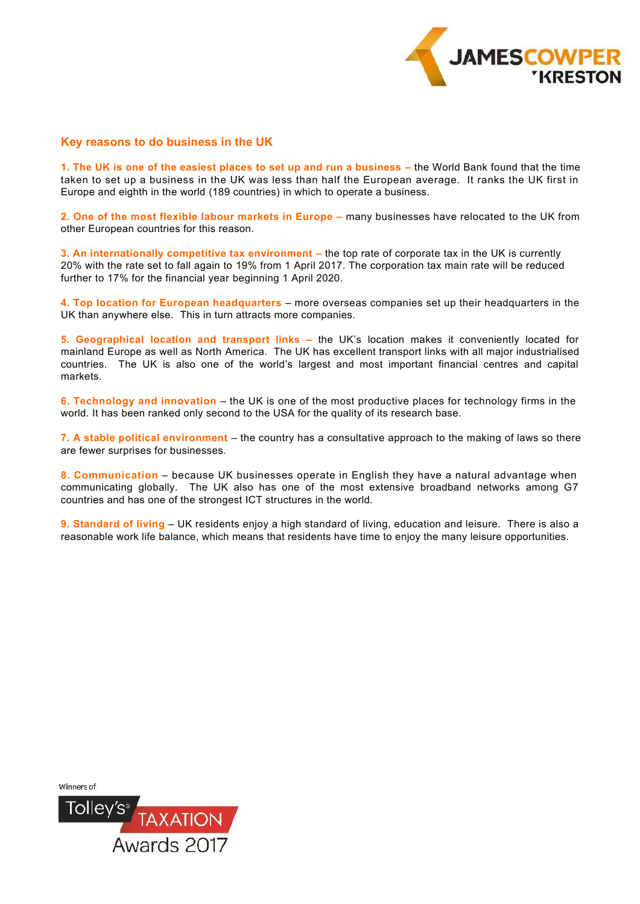## Key reasons to do business in the UK

**1. The UK is one of the easiest places to set up and run a business –** the World Bank found that the time taken to set up a business in the UK was less than half the European average. It ranks the UK first in Europe and eighth in the world (189 countries) in which to operate a business.

**2. One of the most flexible labour markets in Europe –** many businesses have relocated to the UK from other European countries for this reason.

**3. An internationally competitive tax environment –** the top rate of corporate tax in the UK is currently 20% with the rate set to fall again to 19% from 1 April 2017. The corporation tax main rate will be reduced further to 17% for the financial year beginning 1 April 2020.

**4. Top location for European headquarters** – more overseas companies set up their headquarters in the UK than anywhere else. This in turn attracts more companies.

**5. Geographical location and transport links –** the UK's location makes it conveniently located for mainland Europe as well as North America. The UK has excellent transport links with all major industrialised countries. The UK is also one of the world's largest and most important financial centres and capital markets.

**6. Technology and innovation** – the UK is one of the most productive places for technology firms in the world. It has been ranked only second to the USA for the quality of its research base.

**7. A stable political environment** – the country has a consultative approach to the making of laws so there are fewer surprises for businesses.

**8. Communication** – because UK businesses operate in English they have a natural advantage when communicating globally. The UK also has one of the most extensive broadband networks among G7 countries and has one of the strongest ICT structures in the world.

**9. Standard of living** – UK residents enjoy a high standard of living, education and leisure. There is also a reasonable work life balance, which means that residents have time to enjoy the many leisure opportunities.

Winners of Tolley's TAXATION Awards 2017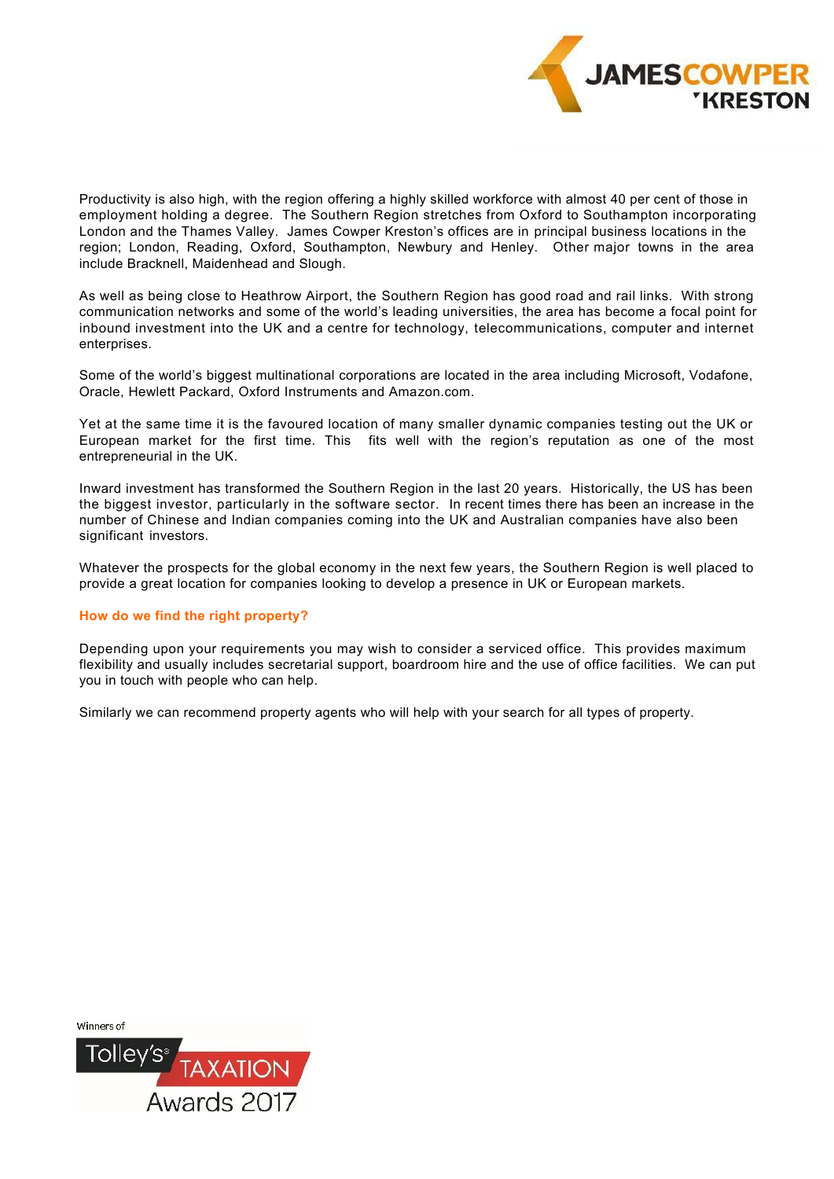Productivity is also high, with the region offering a highly skilled workforce with almost 40 per cent of those in employment holding a degree. The Southern Region stretches from Oxford to Southampton incorporating London and the Thames Valley. James Cowper Kreston's offices are in principal business locations in the region; London, Reading, Oxford, Southampton, Newbury and Henley. Other major towns in the area include Bracknell, Maidenhead and Slough.

As well as being close to Heathrow Airport, the Southern Region has good road and rail links. With strong communication networks and some of the world's leading universities, the area has become a focal point for inbound investment into the UK and a centre for technology, telecommunications, computer and internet enterprises.

Some of the world's biggest multinational corporations are located in the area including Microsoft, Vodafone, Oracle, Hewlett Packard, Oxford Instruments and Amazon.com.

Yet at the same time it is the favoured location of many smaller dynamic companies testing out the UK or European market for the first time. This fits well with the region's reputation as one of the most entrepreneurial in the UK.

Inward investment has transformed the Southern Region in the last 20 years. Historically, the US has been the biggest investor, particularly in the software sector. In recent times there has been an increase in the number of Chinese and Indian companies coming into the UK and Australian companies have also been significant investors.

Whatever the prospects for the global economy in the next few years, the Southern Region is well placed to provide a great location for companies looking to develop a presence in UK or European markets.

### How do we find the right property?

Depending upon your requirements you may wish to consider a serviced office. This provides maximum flexibility and usually includes secretarial support, boardroom hire and the use of office facilities. We can put you in touch with people who can help.

Similarly we can recommend property agents who will help with your search for all types of property.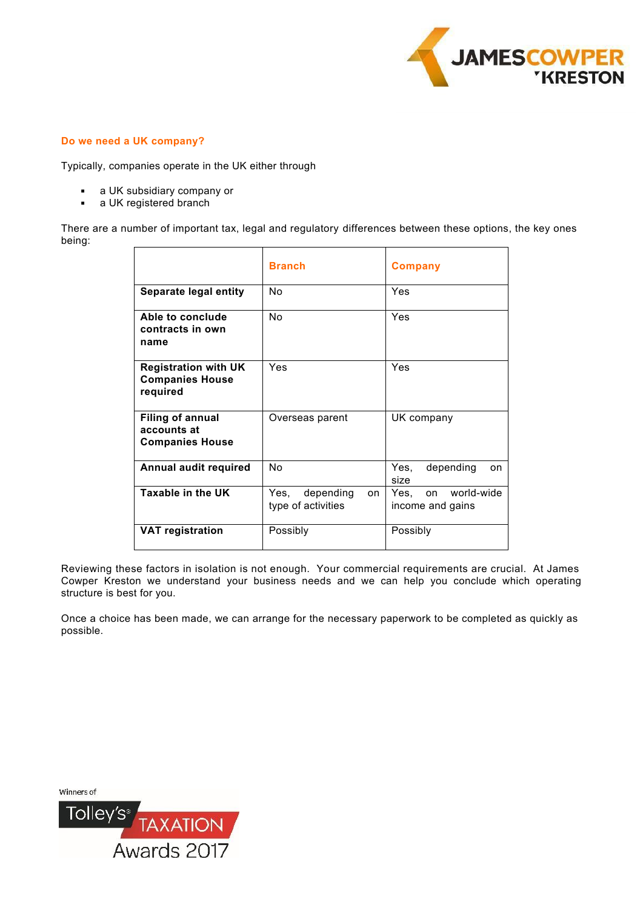## Do we need a UK company?

Typically, companies operate in the UK either through

- a UK subsidiary company or
- a UK registered branch

There are a number of important tax, legal and regulatory differences between these options, the key ones being:

| | Branch | Company |
|---|---|---|
| **Separate legal entity** | No | Yes |
| **Able to conclude contracts in own name** | No | Yes |
| **Registration with UK Companies House required** | Yes | Yes |
| **Filing of annual accounts at Companies House** | Overseas parent | UK company |
| **Annual audit required** | No | Yes, depending on size |
| **Taxable in the UK** | Yes, depending on type of activities | Yes, on world-wide income and gains |
| **VAT registration** | Possibly | Possibly |

Reviewing these factors in isolation is not enough. Your commercial requirements are crucial. At James Cowper Kreston we understand your business needs and we can help you conclude which operating structure is best for you.

Once a choice has been made, we can arrange for the necessary paperwork to be completed as quickly as possible.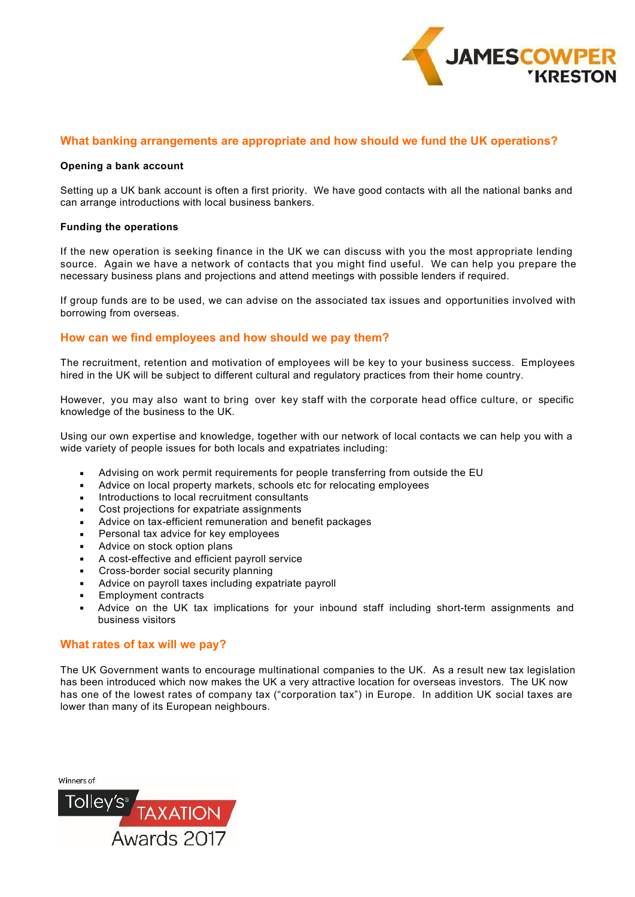## What banking arrangements are appropriate and how should we fund the UK operations?

**Opening a bank account**

Setting up a UK bank account is often a first priority. We have good contacts with all the national banks and can arrange introductions with local business bankers.

**Funding the operations**

If the new operation is seeking finance in the UK we can discuss with you the most appropriate lending source. Again we have a network of contacts that you might find useful. We can help you prepare the necessary business plans and projections and attend meetings with possible lenders if required.

If group funds are to be used, we can advise on the associated tax issues and opportunities involved with borrowing from overseas.

## How can we find employees and how should we pay them?

The recruitment, retention and motivation of employees will be key to your business success. Employees hired in the UK will be subject to different cultural and regulatory practices from their home country.

However, you may also want to bring over key staff with the corporate head office culture, or specific knowledge of the business to the UK.

Using our own expertise and knowledge, together with our network of local contacts we can help you with a wide variety of people issues for both locals and expatriates including:

- Advising on work permit requirements for people transferring from outside the EU
- Advice on local property markets, schools etc for relocating employees
- Introductions to local recruitment consultants
- Cost projections for expatriate assignments
- Advice on tax-efficient remuneration and benefit packages
- Personal tax advice for key employees
- Advice on stock option plans
- A cost-effective and efficient payroll service
- Cross-border social security planning
- Advice on payroll taxes including expatriate payroll
- Employment contracts
- Advice on the UK tax implications for your inbound staff including short-term assignments and business visitors

## What rates of tax will we pay?

The UK Government wants to encourage multinational companies to the UK. As a result new tax legislation has been introduced which now makes the UK a very attractive location for overseas investors. The UK now has one of the lowest rates of company tax ("corporation tax") in Europe. In addition UK social taxes are lower than many of its European neighbours.

Winners of Tolley's TAXATION Awards 2017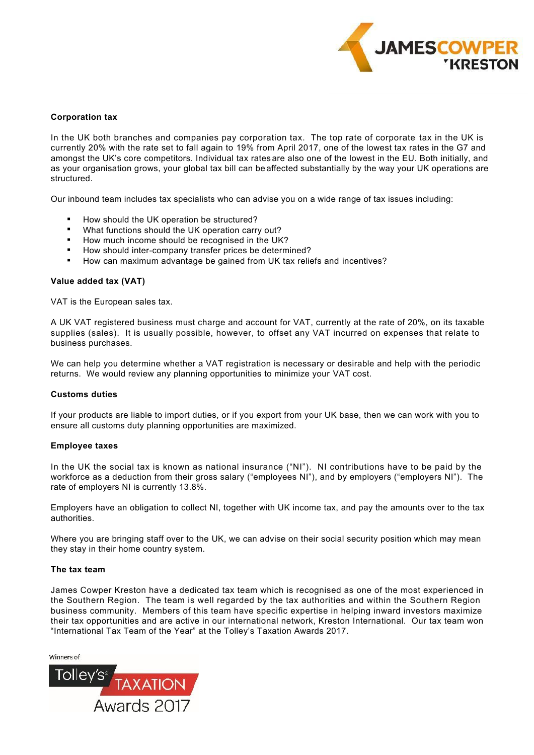**Corporation tax**

In the UK both branches and companies pay corporation tax. The top rate of corporate tax in the UK is currently 20% with the rate set to fall again to 19% from April 2017, one of the lowest tax rates in the G7 and amongst the UK's core competitors. Individual tax rates are also one of the lowest in the EU. Both initially, and as your organisation grows, your global tax bill can be affected substantially by the way your UK operations are structured.

Our inbound team includes tax specialists who can advise you on a wide range of tax issues including:

- How should the UK operation be structured?
- What functions should the UK operation carry out?
- How much income should be recognised in the UK?
- How should inter-company transfer prices be determined?
- How can maximum advantage be gained from UK tax reliefs and incentives?

**Value added tax (VAT)**

VAT is the European sales tax.

A UK VAT registered business must charge and account for VAT, currently at the rate of 20%, on its taxable supplies (sales). It is usually possible, however, to offset any VAT incurred on expenses that relate to business purchases.

We can help you determine whether a VAT registration is necessary or desirable and help with the periodic returns. We would review any planning opportunities to minimize your VAT cost.

**Customs duties**

If your products are liable to import duties, or if you export from your UK base, then we can work with you to ensure all customs duty planning opportunities are maximized.

**Employee taxes**

In the UK the social tax is known as national insurance ("NI"). NI contributions have to be paid by the workforce as a deduction from their gross salary ("employees NI"), and by employers ("employers NI"). The rate of employers NI is currently 13.8%.

Employers have an obligation to collect NI, together with UK income tax, and pay the amounts over to the tax authorities.

Where you are bringing staff over to the UK, we can advise on their social security position which may mean they stay in their home country system.

**The tax team**

James Cowper Kreston have a dedicated tax team which is recognised as one of the most experienced in the Southern Region. The team is well regarded by the tax authorities and within the Southern Region business community. Members of this team have specific expertise in helping inward investors maximize their tax opportunities and are active in our international network, Kreston International. Our tax team won "International Tax Team of the Year" at the Tolley's Taxation Awards 2017.

Winners of

Tolley's TAXATION Awards 2017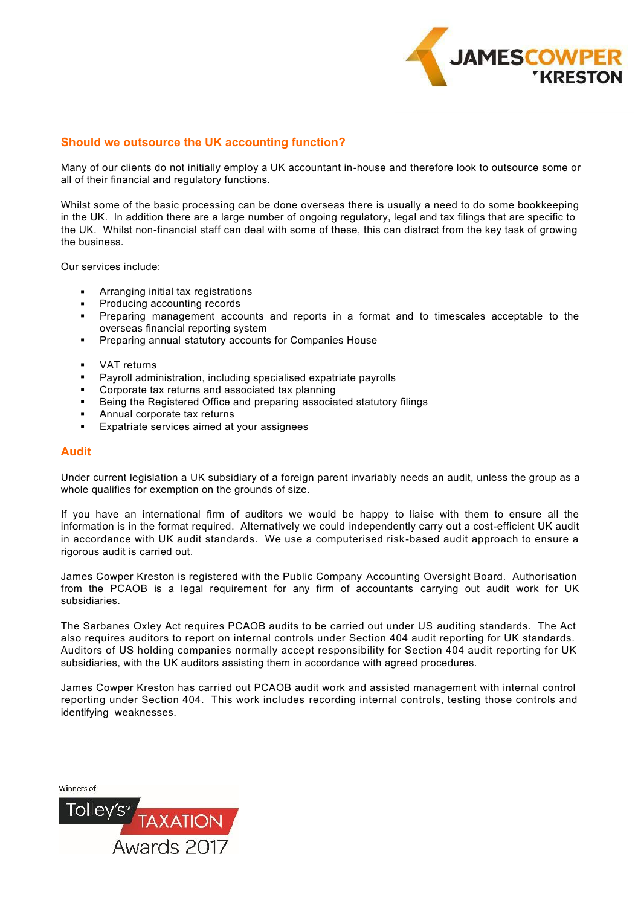## Should we outsource the UK accounting function?

Many of our clients do not initially employ a UK accountant in-house and therefore look to outsource some or all of their financial and regulatory functions.

Whilst some of the basic processing can be done overseas there is usually a need to do some bookkeeping in the UK. In addition there are a large number of ongoing regulatory, legal and tax filings that are specific to the UK. Whilst non-financial staff can deal with some of these, this can distract from the key task of growing the business.

Our services include:

- Arranging initial tax registrations
- Producing accounting records
- Preparing management accounts and reports in a format and to timescales acceptable to the overseas financial reporting system
- Preparing annual statutory accounts for Companies House

- VAT returns
- Payroll administration, including specialised expatriate payrolls
- Corporate tax returns and associated tax planning
- Being the Registered Office and preparing associated statutory filings
- Annual corporate tax returns
- Expatriate services aimed at your assignees

## Audit

Under current legislation a UK subsidiary of a foreign parent invariably needs an audit, unless the group as a whole qualifies for exemption on the grounds of size.

If you have an international firm of auditors we would be happy to liaise with them to ensure all the information is in the format required. Alternatively we could independently carry out a cost-efficient UK audit in accordance with UK audit standards. We use a computerised risk-based audit approach to ensure a rigorous audit is carried out.

James Cowper Kreston is registered with the Public Company Accounting Oversight Board. Authorisation from the PCAOB is a legal requirement for any firm of accountants carrying out audit work for UK subsidiaries.

The Sarbanes Oxley Act requires PCAOB audits to be carried out under US auditing standards. The Act also requires auditors to report on internal controls under Section 404 audit reporting for UK standards. Auditors of US holding companies normally accept responsibility for Section 404 audit reporting for UK subsidiaries, with the UK auditors assisting them in accordance with agreed procedures.

James Cowper Kreston has carried out PCAOB audit work and assisted management with internal control reporting under Section 404. This work includes recording internal controls, testing those controls and identifying weaknesses.

Winners of Tolley's TAXATION Awards 2017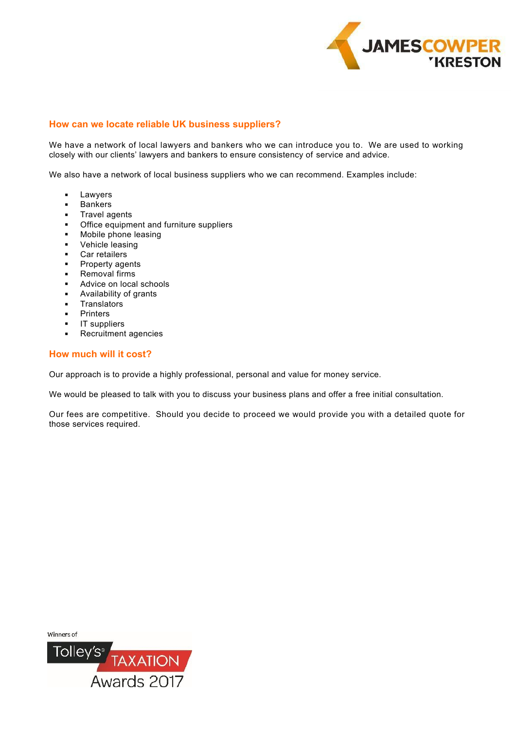## How can we locate reliable UK business suppliers?

We have a network of local lawyers and bankers who we can introduce you to. We are used to working closely with our clients' lawyers and bankers to ensure consistency of service and advice.

We also have a network of local business suppliers who we can recommend. Examples include:

- Lawyers
- Bankers
- Travel agents
- Office equipment and furniture suppliers
- Mobile phone leasing
- Vehicle leasing
- Car retailers
- Property agents
- Removal firms
- Advice on local schools
- Availability of grants
- Translators
- Printers
- IT suppliers
- Recruitment agencies

## How much will it cost?

Our approach is to provide a highly professional, personal and value for money service.

We would be pleased to talk with you to discuss your business plans and offer a free initial consultation.

Our fees are competitive. Should you decide to proceed we would provide you with a detailed quote for those services required.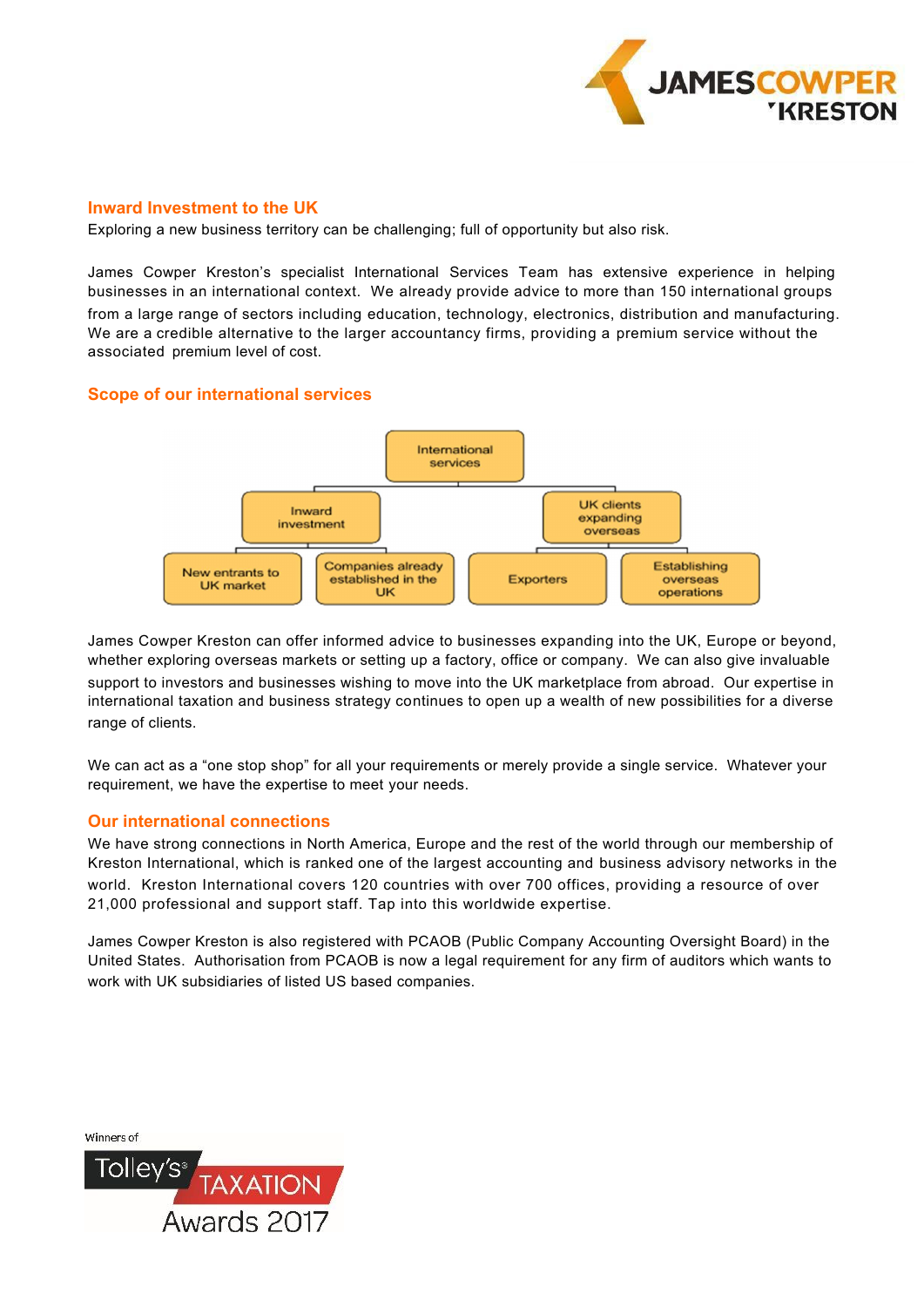## Inward Investment to the UK

Exploring a new business territory can be challenging; full of opportunity but also risk.

James Cowper Kreston's specialist International Services Team has extensive experience in helping businesses in an international context. We already provide advice to more than 150 international groups from a large range of sectors including education, technology, electronics, distribution and manufacturing. We are a credible alternative to the larger accountancy firms, providing a premium service without the associated premium level of cost.

## Scope of our international services

- International services
  - Inward investment
    - New entrants to UK market
    - Companies already established in the UK
  - UK clients expanding overseas
    - Exporters
    - Establishing overseas operations

James Cowper Kreston can offer informed advice to businesses expanding into the UK, Europe or beyond, whether exploring overseas markets or setting up a factory, office or company. We can also give invaluable support to investors and businesses wishing to move into the UK marketplace from abroad. Our expertise in international taxation and business strategy continues to open up a wealth of new possibilities for a diverse range of clients.

We can act as a "one stop shop" for all your requirements or merely provide a single service. Whatever your requirement, we have the expertise to meet your needs.

## Our international connections

We have strong connections in North America, Europe and the rest of the world through our membership of Kreston International, which is ranked one of the largest accounting and business advisory networks in the world. Kreston International covers 120 countries with over 700 offices, providing a resource of over 21,000 professional and support staff. Tap into this worldwide expertise.

James Cowper Kreston is also registered with PCAOB (Public Company Accounting Oversight Board) in the United States. Authorisation from PCAOB is now a legal requirement for any firm of auditors which wants to work with UK subsidiaries of listed US based companies.

Winners of Tolley's TAXATION Awards 2017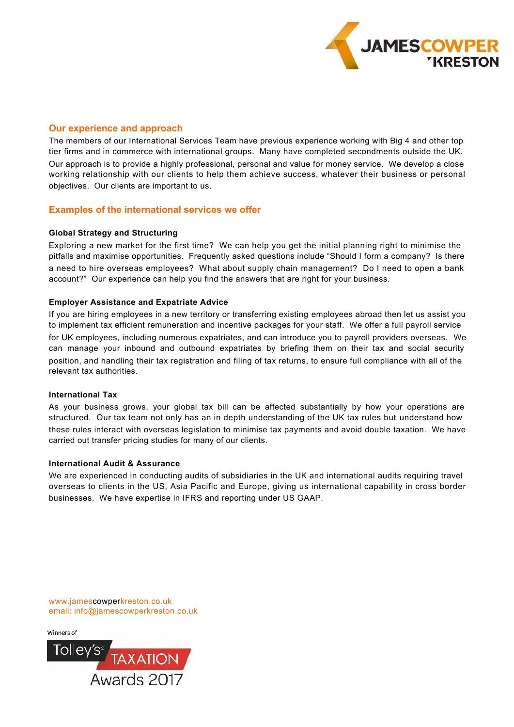## Our experience and approach

The members of our International Services Team have previous experience working with Big 4 and other top tier firms and in commerce with international groups. Many have completed secondments outside the UK. Our approach is to provide a highly professional, personal and value for money service. We develop a close working relationship with our clients to help them achieve success, whatever their business or personal objectives. Our clients are important to us.

## Examples of the international services we offer

**Global Strategy and Structuring**

Exploring a new market for the first time? We can help you get the initial planning right to minimise the pitfalls and maximise opportunities. Frequently asked questions include "Should I form a company? Is there a need to hire overseas employees? What about supply chain management? Do I need to open a bank account?" Our experience can help you find the answers that are right for your business.

**Employer Assistance and Expatriate Advice**

If you are hiring employees in a new territory or transferring existing employees abroad then let us assist you to implement tax efficient remuneration and incentive packages for your staff. We offer a full payroll service for UK employees, including numerous expatriates, and can introduce you to payroll providers overseas. We can manage your inbound and outbound expatriates by briefing them on their tax and social security position, and handling their tax registration and filing of tax returns, to ensure full compliance with all of the relevant tax authorities.

**International Tax**

As your business grows, your global tax bill can be affected substantially by how your operations are structured. Our tax team not only has an in depth understanding of the UK tax rules but understand how these rules interact with overseas legislation to minimise tax payments and avoid double taxation. We have carried out transfer pricing studies for many of our clients.

**International Audit & Assurance**

We are experienced in conducting audits of subsidiaries in the UK and international audits requiring travel overseas to clients in the US, Asia Pacific and Europe, giving us international capability in cross border businesses. We have expertise in IFRS and reporting under US GAAP.

www.jamescowperkreston.co.uk
email: info@jamescowperkreston.co.uk

Winners of Tolley's Taxation Awards 2017